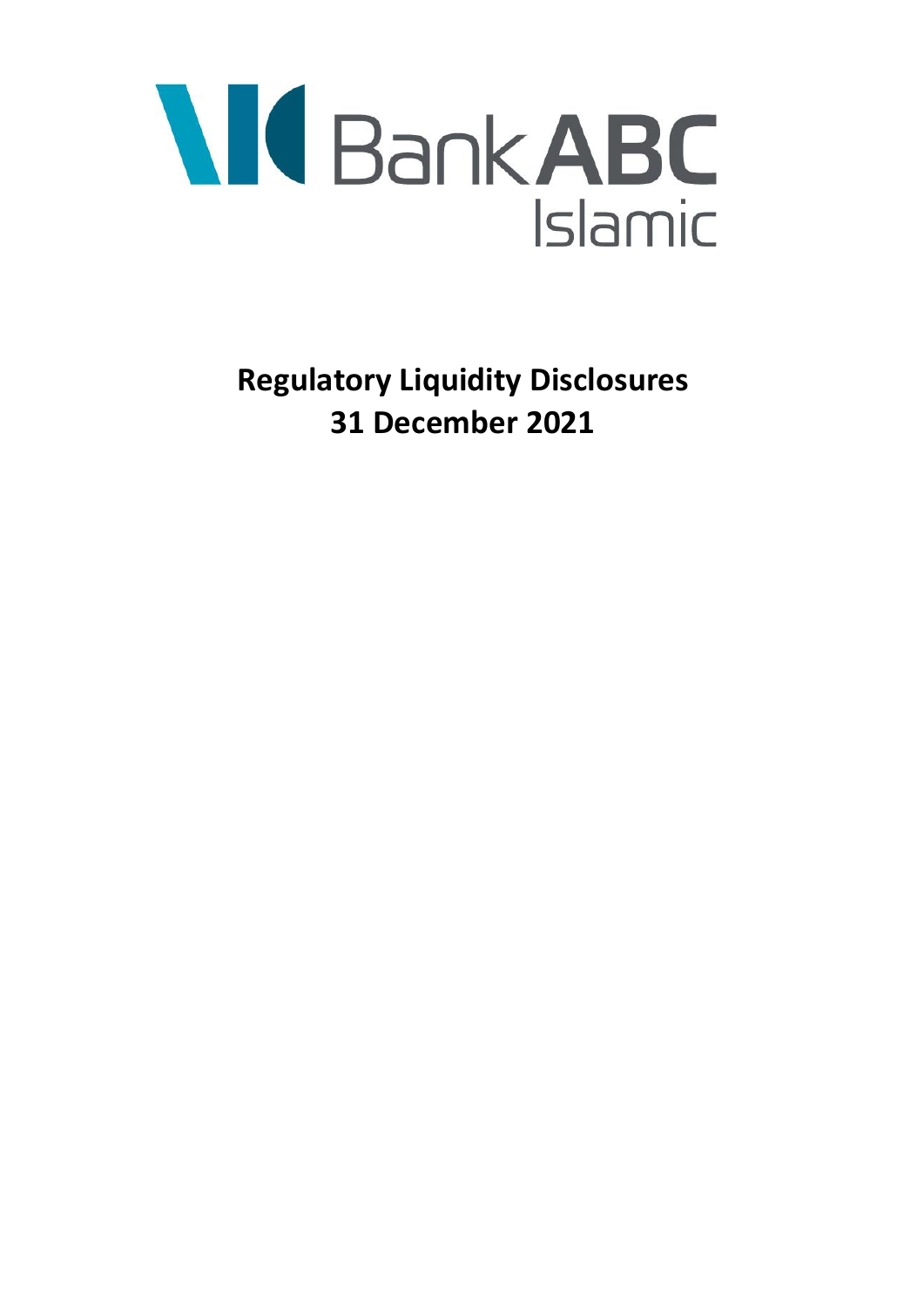Bank ABC Islamic

# Regulatory Liquidity Disclosures
# 31 December 2021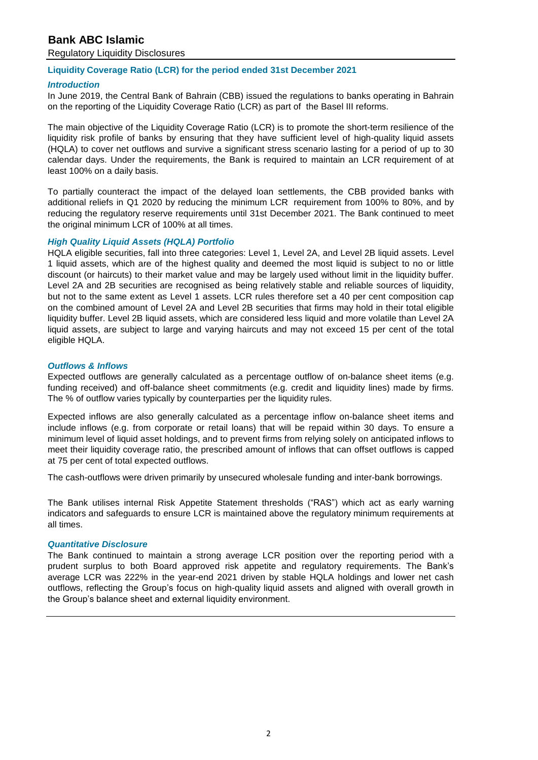# Bank ABC Islamic

Regulatory Liquidity Disclosures

## Liquidity Coverage Ratio (LCR) for the period ended 31st December 2021

### *Introduction*

In June 2019, the Central Bank of Bahrain (CBB) issued the regulations to banks operating in Bahrain on the reporting of the Liquidity Coverage Ratio (LCR) as part of the Basel III reforms.

The main objective of the Liquidity Coverage Ratio (LCR) is to promote the short-term resilience of the liquidity risk profile of banks by ensuring that they have sufficient level of high-quality liquid assets (HQLA) to cover net outflows and survive a significant stress scenario lasting for a period of up to 30 calendar days. Under the requirements, the Bank is required to maintain an LCR requirement of at least 100% on a daily basis.

To partially counteract the impact of the delayed loan settlements, the CBB provided banks with additional reliefs in Q1 2020 by reducing the minimum LCR requirement from 100% to 80%, and by reducing the regulatory reserve requirements until 31st December 2021. The Bank continued to meet the original minimum LCR of 100% at all times.

### *High Quality Liquid Assets (HQLA) Portfolio*

HQLA eligible securities, fall into three categories: Level 1, Level 2A, and Level 2B liquid assets. Level 1 liquid assets, which are of the highest quality and deemed the most liquid is subject to no or little discount (or haircuts) to their market value and may be largely used without limit in the liquidity buffer. Level 2A and 2B securities are recognised as being relatively stable and reliable sources of liquidity, but not to the same extent as Level 1 assets. LCR rules therefore set a 40 per cent composition cap on the combined amount of Level 2A and Level 2B securities that firms may hold in their total eligible liquidity buffer. Level 2B liquid assets, which are considered less liquid and more volatile than Level 2A liquid assets, are subject to large and varying haircuts and may not exceed 15 per cent of the total eligible HQLA.

### *Outflows & Inflows*

Expected outflows are generally calculated as a percentage outflow of on-balance sheet items (e.g. funding received) and off-balance sheet commitments (e.g. credit and liquidity lines) made by firms. The % of outflow varies typically by counterparties per the liquidity rules.

Expected inflows are also generally calculated as a percentage inflow on-balance sheet items and include inflows (e.g. from corporate or retail loans) that will be repaid within 30 days. To ensure a minimum level of liquid asset holdings, and to prevent firms from relying solely on anticipated inflows to meet their liquidity coverage ratio, the prescribed amount of inflows that can offset outflows is capped at 75 per cent of total expected outflows.

The cash-outflows were driven primarily by unsecured wholesale funding and inter-bank borrowings.

The Bank utilises internal Risk Appetite Statement thresholds ("RAS") which act as early warning indicators and safeguards to ensure LCR is maintained above the regulatory minimum requirements at all times.

### *Quantitative Disclosure*

The Bank continued to maintain a strong average LCR position over the reporting period with a prudent surplus to both Board approved risk appetite and regulatory requirements. The Bank's average LCR was 222% in the year-end 2021 driven by stable HQLA holdings and lower net cash outflows, reflecting the Group's focus on high-quality liquid assets and aligned with overall growth in the Group's balance sheet and external liquidity environment.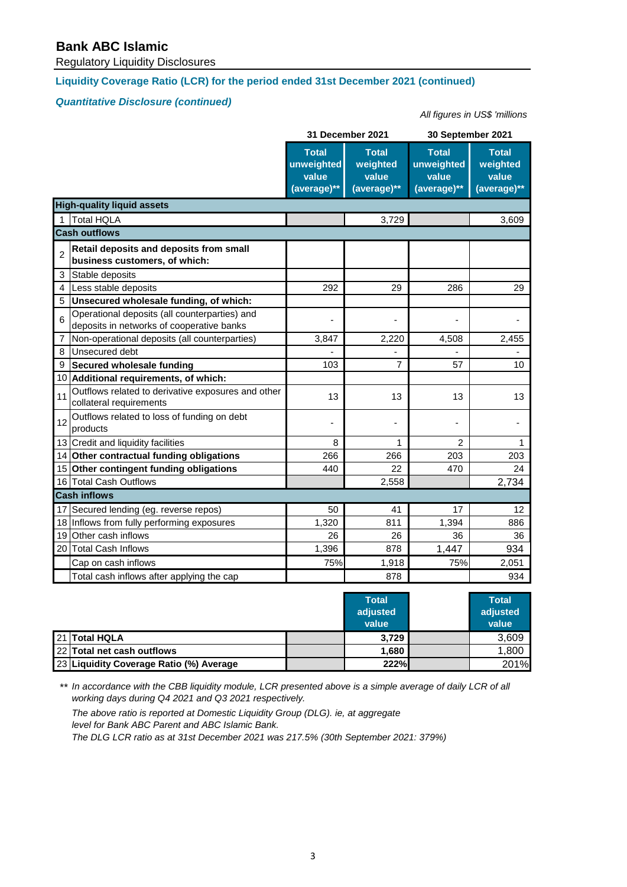# Bank ABC Islamic

Regulatory Liquidity Disclosures

### Liquidity Coverage Ratio (LCR) for the period ended 31st December 2021 (continued)

#### *Quantitative Disclosure (continued)*

*All figures in US$ 'millions*

| | | 31 December 2021 | | 30 September 2021 | |
|---|---|---|---|---|---|
| | | **Total unweighted value (average)\*\*** | **Total weighted value (average)\*\*** | **Total unweighted value (average)\*\*** | **Total weighted value (average)\*\*** |
| **High-quality liquid assets** | | | | | |
| 1 | Total HQLA | | 3,729 | | 3,609 |
| **Cash outflows** | | | | | |
| 2 | **Retail deposits and deposits from small business customers, of which:** | | | | |
| 3 | Stable deposits | | | | |
| 4 | Less stable deposits | 292 | 29 | 286 | 29 |
| 5 | **Unsecured wholesale funding, of which:** | | | | |
| 6 | Operational deposits (all counterparties) and deposits in networks of cooperative banks | - | - | - | - |
| 7 | Non-operational deposits (all counterparties) | 3,847 | 2,220 | 4,508 | 2,455 |
| 8 | Unsecured debt | - | - | - | - |
| 9 | **Secured wholesale funding** | 103 | 7 | 57 | 10 |
| 10 | **Additional requirements, of which:** | | | | |
| 11 | Outflows related to derivative exposures and other collateral requirements | 13 | 13 | 13 | 13 |
| 12 | Outflows related to loss of funding on debt products | - | - | - | - |
| 13 | Credit and liquidity facilities | 8 | 1 | 2 | 1 |
| 14 | **Other contractual funding obligations** | 266 | 266 | 203 | 203 |
| 15 | **Other contingent funding obligations** | 440 | 22 | 470 | 24 |
| 16 | Total Cash Outflows | | 2,558 | | 2,734 |
| **Cash inflows** | | | | | |
| 17 | Secured lending (eg. reverse repos) | 50 | 41 | 17 | 12 |
| 18 | Inflows from fully performing exposures | 1,320 | 811 | 1,394 | 886 |
| 19 | Other cash inflows | 26 | 26 | 36 | 36 |
| 20 | Total Cash Inflows | 1,396 | 878 | 1,447 | 934 |
| | Cap on cash inflows | 75% | 1,918 | 75% | 2,051 |
| | Total cash inflows after applying the cap | | 878 | | 934 |

| | | | **Total adjusted value** | | **Total adjusted value** |
|---|---|---|---|---|---|
| 21 | **Total HQLA** | | **3,729** | | 3,609 |
| 22 | **Total net cash outflows** | | **1,680** | | 1,800 |
| 23 | **Liquidity Coverage Ratio (%) Average** | | **222%** | | 201% |

\*\* *In accordance with the CBB liquidity module, LCR presented above is a simple average of daily LCR of all working days during Q4 2021 and Q3 2021 respectively.*

*The above ratio is reported at Domestic Liquidity Group (DLG). ie, at aggregate level for Bank ABC Parent and ABC Islamic Bank.*

*The DLG LCR ratio as at 31st December 2021 was 217.5% (30th September 2021: 379%)*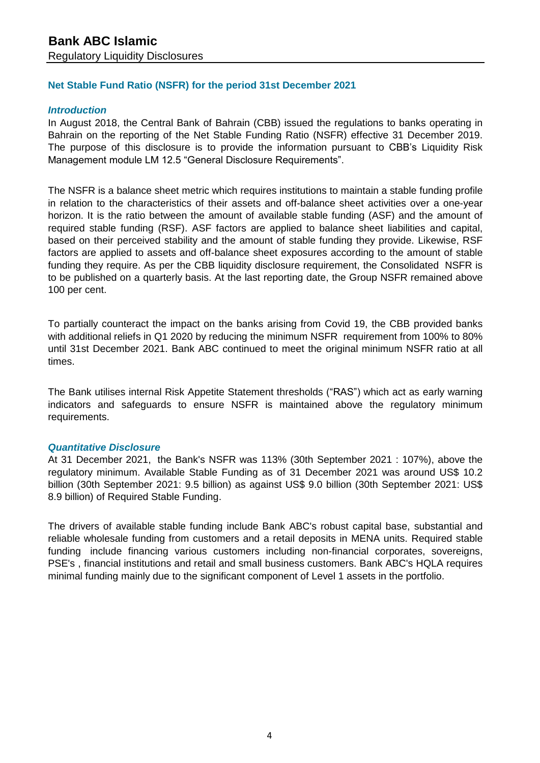# Bank ABC Islamic

Regulatory Liquidity Disclosures

## Net Stable Fund Ratio (NSFR) for the period 31st December 2021

### *Introduction*

In August 2018, the Central Bank of Bahrain (CBB) issued the regulations to banks operating in Bahrain on the reporting of the Net Stable Funding Ratio (NSFR) effective 31 December 2019. The purpose of this disclosure is to provide the information pursuant to CBB's Liquidity Risk Management module LM 12.5 "General Disclosure Requirements".

The NSFR is a balance sheet metric which requires institutions to maintain a stable funding profile in relation to the characteristics of their assets and off-balance sheet activities over a one-year horizon. It is the ratio between the amount of available stable funding (ASF) and the amount of required stable funding (RSF). ASF factors are applied to balance sheet liabilities and capital, based on their perceived stability and the amount of stable funding they provide. Likewise, RSF factors are applied to assets and off-balance sheet exposures according to the amount of stable funding they require. As per the CBB liquidity disclosure requirement, the Consolidated NSFR is to be published on a quarterly basis. At the last reporting date, the Group NSFR remained above 100 per cent.

To partially counteract the impact on the banks arising from Covid 19, the CBB provided banks with additional reliefs in Q1 2020 by reducing the minimum NSFR requirement from 100% to 80% until 31st December 2021. Bank ABC continued to meet the original minimum NSFR ratio at all times.

The Bank utilises internal Risk Appetite Statement thresholds ("RAS") which act as early warning indicators and safeguards to ensure NSFR is maintained above the regulatory minimum requirements.

### *Quantitative Disclosure*

At 31 December 2021, the Bank's NSFR was 113% (30th September 2021 : 107%), above the regulatory minimum. Available Stable Funding as of 31 December 2021 was around US$ 10.2 billion (30th September 2021: 9.5 billion) as against US$ 9.0 billion (30th September 2021: US$ 8.9 billion) of Required Stable Funding.

The drivers of available stable funding include Bank ABC's robust capital base, substantial and reliable wholesale funding from customers and a retail deposits in MENA units. Required stable funding include financing various customers including non-financial corporates, sovereigns, PSE's , financial institutions and retail and small business customers. Bank ABC's HQLA requires minimal funding mainly due to the significant component of Level 1 assets in the portfolio.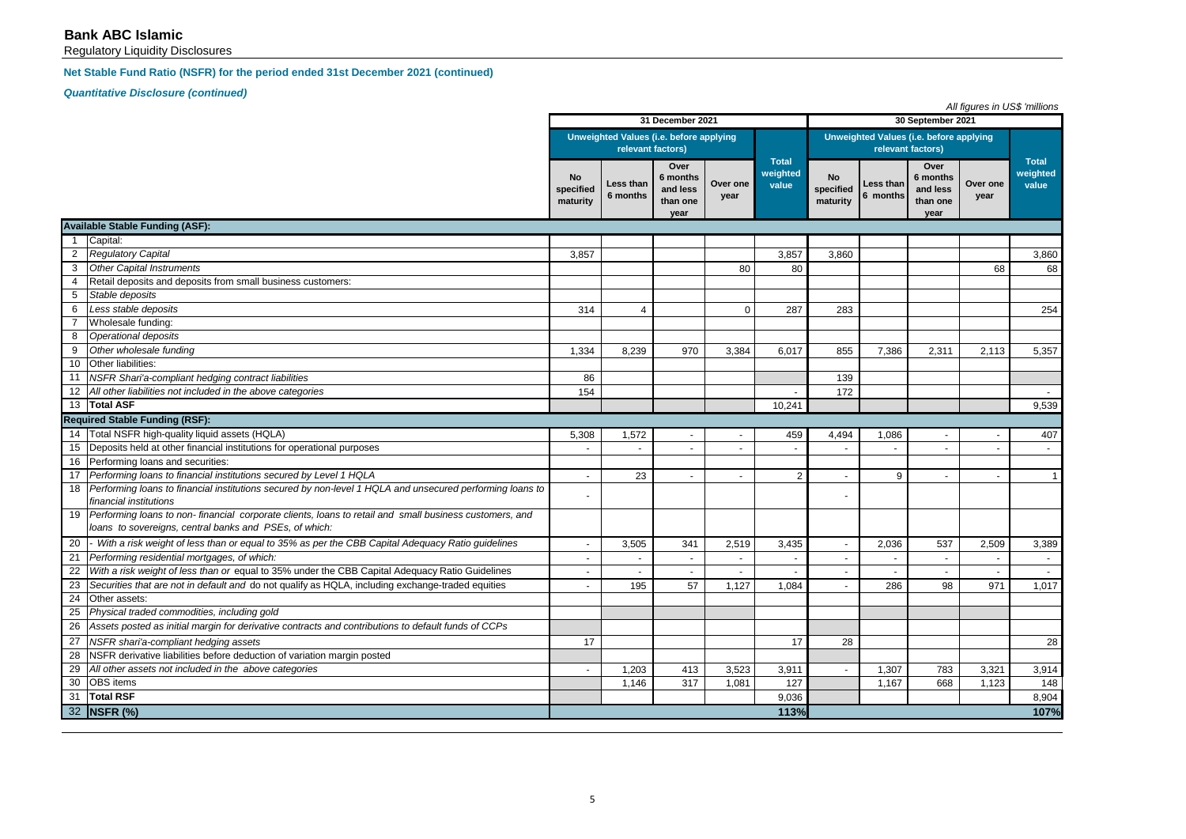# Bank ABC Islamic

Regulatory Liquidity Disclosures

## Net Stable Fund Ratio (NSFR) for the period ended 31st December 2021 (continued)

### *Quantitative Disclosure (continued)*

*All figures in US$ 'millions*

| | | 31 December 2021 | | | | | 30 September 2021 | | | | |
|---|---|---|---|---|---|---|---|---|---|---|---|
| | | Unweighted Values (i.e. before applying relevant factors) | | | | Total weighted value | Unweighted Values (i.e. before applying relevant factors) | | | | Total weighted value |
| | | No specified maturity | Less than 6 months | Over 6 months and less than one year | Over one year | | No specified maturity | Less than 6 months | Over 6 months and less than one year | Over one year | |
| | **Available Stable Funding (ASF):** | | | | | | | | | | |
| 1 | Capital: | | | | | | | | | | |
| 2 | *Regulatory Capital* | 3,857 | | | | 3,857 | 3,860 | | | | 3,860 |
| 3 | *Other Capital Instruments* | | | | 80 | 80 | | | | 68 | 68 |
| 4 | Retail deposits and deposits from small business customers: | | | | | | | | | | |
| 5 | *Stable deposits* | | | | | | | | | | |
| 6 | *Less stable deposits* | 314 | 4 | | 0 | 287 | 283 | | | | 254 |
| 7 | Wholesale funding: | | | | | | | | | | |
| 8 | *Operational deposits* | | | | | | | | | | |
| 9 | *Other wholesale funding* | 1,334 | 8,239 | 970 | 3,384 | 6,017 | 855 | 7,386 | 2,311 | 2,113 | 5,357 |
| 10 | Other liabilities: | | | | | | | | | | |
| 11 | *NSFR Shari'a-compliant hedging contract liabilities* | 86 | | | | | 139 | | | | |
| 12 | *All other liabilities not included in the above categories* | 154 | | | | - | 172 | | | | - |
| 13 | **Total ASF** | | | | | 10,241 | | | | | 9,539 |
| | **Required Stable Funding (RSF):** | | | | | | | | | | |
| 14 | Total NSFR high-quality liquid assets (HQLA) | 5,308 | 1,572 | - | - | 459 | 4,494 | 1,086 | - | - | 407 |
| 15 | Deposits held at other financial institutions for operational purposes | - | - | - | - | - | - | - | - | - | - |
| 16 | Performing loans and securities: | | | | | | | | | | |
| 17 | *Performing loans to financial institutions secured by Level 1 HQLA* | - | 23 | - | - | 2 | - | 9 | - | - | 1 |
| 18 | *Performing loans to financial institutions secured by non-level 1 HQLA and unsecured performing loans to financial institutions* | - | | | | | - | | | | |
| 19 | *Performing loans to non- financial corporate clients, loans to retail and small business customers, and loans to sovereigns, central banks and PSEs, of which:* | | | | | | | | | | |
| 20 | *- With a risk weight of less than or equal to 35% as per the CBB Capital Adequacy Ratio guidelines* | - | 3,505 | 341 | 2,519 | 3,435 | - | 2,036 | 537 | 2,509 | 3,389 |
| 21 | *Performing residential mortgages, of which:* | - | - | - | - | - | - | - | - | - | - |
| 22 | *With a risk weight of less than or equal to 35% under the CBB Capital Adequacy Ratio Guidelines* | - | - | - | - | - | - | - | - | - | - |
| 23 | *Securities that are not in default and do not qualify as HQLA, including exchange-traded equities* | - | 195 | 57 | 1,127 | 1,084 | - | 286 | 98 | 971 | 1,017 |
| 24 | Other assets: | | | | | | | | | | |
| 25 | *Physical traded commodities, including gold* | | | | | | | | | | |
| 26 | *Assets posted as initial margin for derivative contracts and contributions to default funds of CCPs* | | | | | | | | | | |
| 27 | *NSFR shari'a-compliant hedging assets* | 17 | | | | 17 | 28 | | | | 28 |
| 28 | NSFR derivative liabilities before deduction of variation margin posted | | | | | | | | | | |
| 29 | *All other assets not included in the above categories* | - | 1,203 | 413 | 3,523 | 3,911 | - | 1,307 | 783 | 3,321 | 3,914 |
| 30 | OBS items | | 1,146 | 317 | 1,081 | 127 | | 1,167 | 668 | 1,123 | 148 |
| 31 | **Total RSF** | | | | | 9,036 | | | | | 8,904 |
| 32 | **NSFR (%)** | | | | | **113%** | | | | | **107%** |